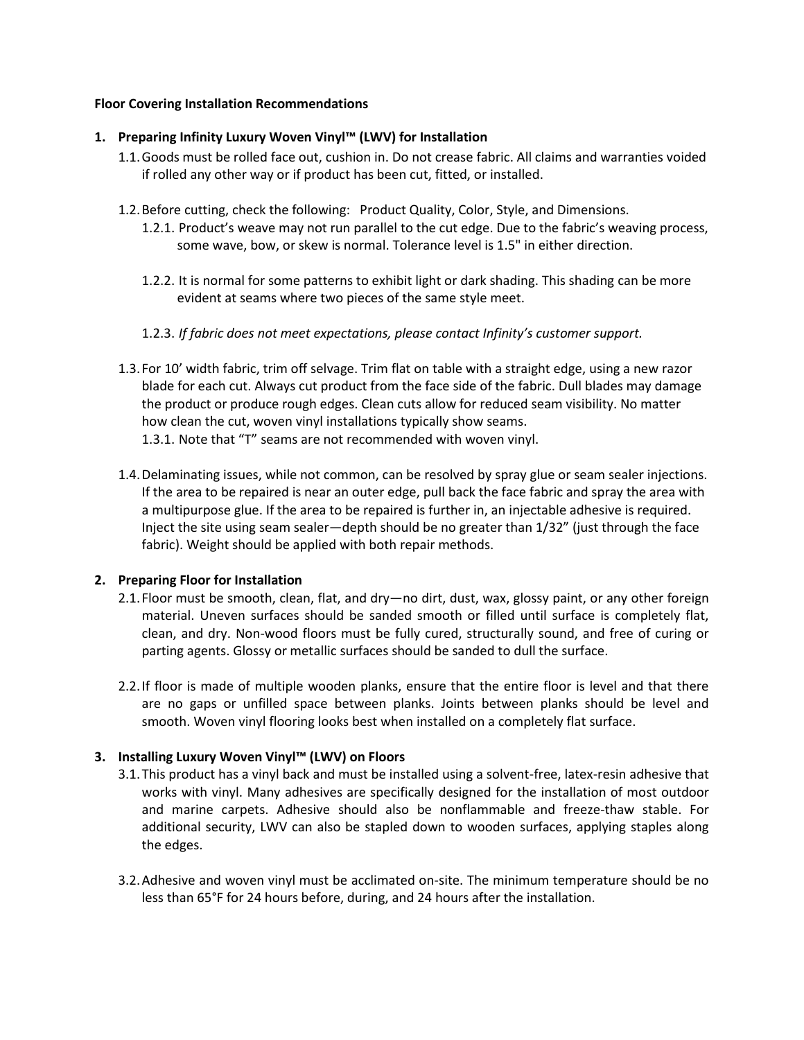**Floor Covering Installation Recommendations**

1. **Preparing Infinity Luxury Woven Vinyl™ (LWV) for Installation**
   - 1.1. Goods must be rolled face out, cushion in. Do not crease fabric. All claims and warranties voided if rolled any other way or if product has been cut, fitted, or installed.
   - 1.2. Before cutting, check the following: Product Quality, Color, Style, and Dimensions.
     - 1.2.1. Product's weave may not run parallel to the cut edge. Due to the fabric's weaving process, some wave, bow, or skew is normal. Tolerance level is 1.5" in either direction.
     - 1.2.2. It is normal for some patterns to exhibit light or dark shading. This shading can be more evident at seams where two pieces of the same style meet.
     - 1.2.3. *If fabric does not meet expectations, please contact Infinity's customer support.*
   - 1.3. For 10' width fabric, trim off selvage. Trim flat on table with a straight edge, using a new razor blade for each cut. Always cut product from the face side of the fabric. Dull blades may damage the product or produce rough edges. Clean cuts allow for reduced seam visibility. No matter how clean the cut, woven vinyl installations typically show seams.
     - 1.3.1. Note that "T" seams are not recommended with woven vinyl.
   - 1.4. Delaminating issues, while not common, can be resolved by spray glue or seam sealer injections. If the area to be repaired is near an outer edge, pull back the face fabric and spray the area with a multipurpose glue. If the area to be repaired is further in, an injectable adhesive is required. Inject the site using seam sealer—depth should be no greater than 1/32" (just through the face fabric). Weight should be applied with both repair methods.

2. **Preparing Floor for Installation**
   - 2.1. Floor must be smooth, clean, flat, and dry—no dirt, dust, wax, glossy paint, or any other foreign material. Uneven surfaces should be sanded smooth or filled until surface is completely flat, clean, and dry. Non-wood floors must be fully cured, structurally sound, and free of curing or parting agents. Glossy or metallic surfaces should be sanded to dull the surface.
   - 2.2. If floor is made of multiple wooden planks, ensure that the entire floor is level and that there are no gaps or unfilled space between planks. Joints between planks should be level and smooth. Woven vinyl flooring looks best when installed on a completely flat surface.

3. **Installing Luxury Woven Vinyl™ (LWV) on Floors**
   - 3.1. This product has a vinyl back and must be installed using a solvent-free, latex-resin adhesive that works with vinyl. Many adhesives are specifically designed for the installation of most outdoor and marine carpets. Adhesive should also be nonflammable and freeze-thaw stable. For additional security, LWV can also be stapled down to wooden surfaces, applying staples along the edges.
   - 3.2. Adhesive and woven vinyl must be acclimated on-site. The minimum temperature should be no less than 65°F for 24 hours before, during, and 24 hours after the installation.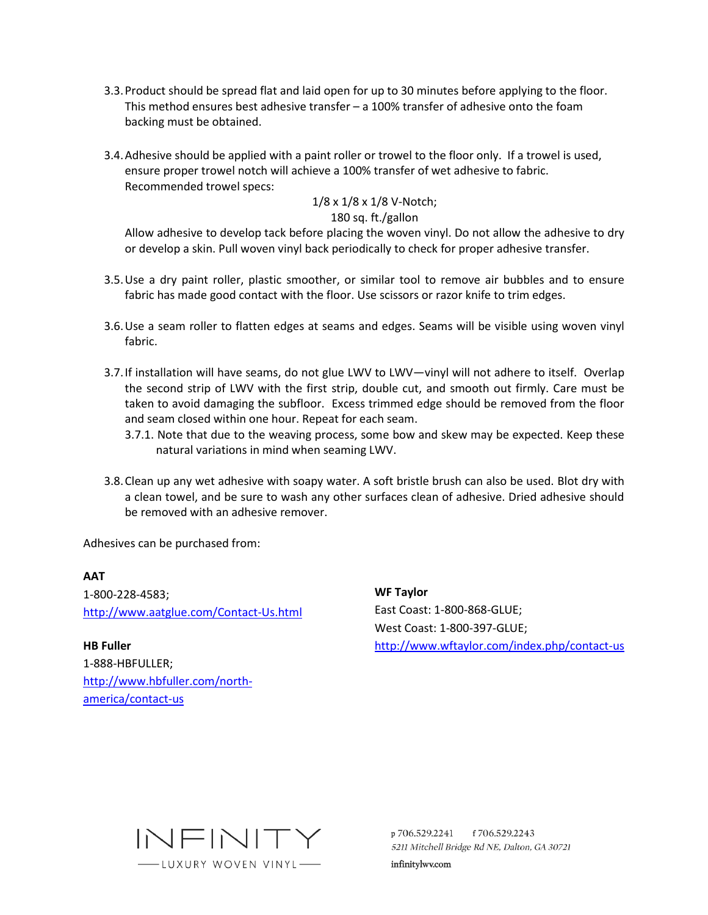3.3. Product should be spread flat and laid open for up to 30 minutes before applying to the floor. This method ensures best adhesive transfer – a 100% transfer of adhesive onto the foam backing must be obtained.

3.4. Adhesive should be applied with a paint roller or trowel to the floor only. If a trowel is used, ensure proper trowel notch will achieve a 100% transfer of wet adhesive to fabric. Recommended trowel specs:

1/8 x 1/8 x 1/8 V-Notch;
180 sq. ft./gallon

Allow adhesive to develop tack before placing the woven vinyl. Do not allow the adhesive to dry or develop a skin. Pull woven vinyl back periodically to check for proper adhesive transfer.

3.5. Use a dry paint roller, plastic smoother, or similar tool to remove air bubbles and to ensure fabric has made good contact with the floor. Use scissors or razor knife to trim edges.

3.6. Use a seam roller to flatten edges at seams and edges. Seams will be visible using woven vinyl fabric.

3.7. If installation will have seams, do not glue LWV to LWV—vinyl will not adhere to itself. Overlap the second strip of LWV with the first strip, double cut, and smooth out firmly. Care must be taken to avoid damaging the subfloor. Excess trimmed edge should be removed from the floor and seam closed within one hour. Repeat for each seam.

3.7.1. Note that due to the weaving process, some bow and skew may be expected. Keep these natural variations in mind when seaming LWV.

3.8. Clean up any wet adhesive with soapy water. A soft bristle brush can also be used. Blot dry with a clean towel, and be sure to wash any other surfaces clean of adhesive. Dried adhesive should be removed with an adhesive remover.

Adhesives can be purchased from:

**AAT**
1-800-228-4583;
http://www.aatglue.com/Contact-Us.html

**HB Fuller**
1-888-HBFULLER;
http://www.hbfuller.com/north-america/contact-us

**WF Taylor**
East Coast: 1-800-868-GLUE;
West Coast: 1-800-397-GLUE;
http://www.wftaylor.com/index.php/contact-us

INFINITY
LUXURY WOVEN VINYL

p 706.529.2241 f 706.529.2243
*5211 Mitchell Bridge Rd NE, Dalton, GA 30721*
infinitylwv.com